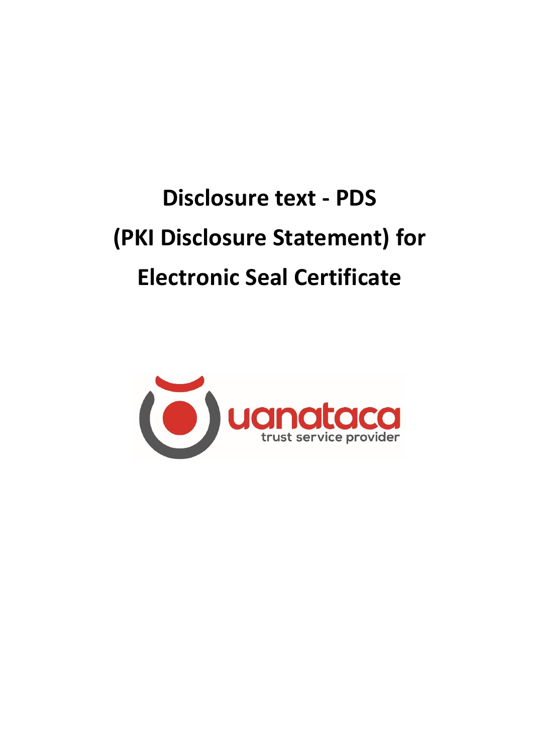# Disclosure text - PDS (PKI Disclosure Statement) for Electronic Seal Certificate

uanataca

trust service provider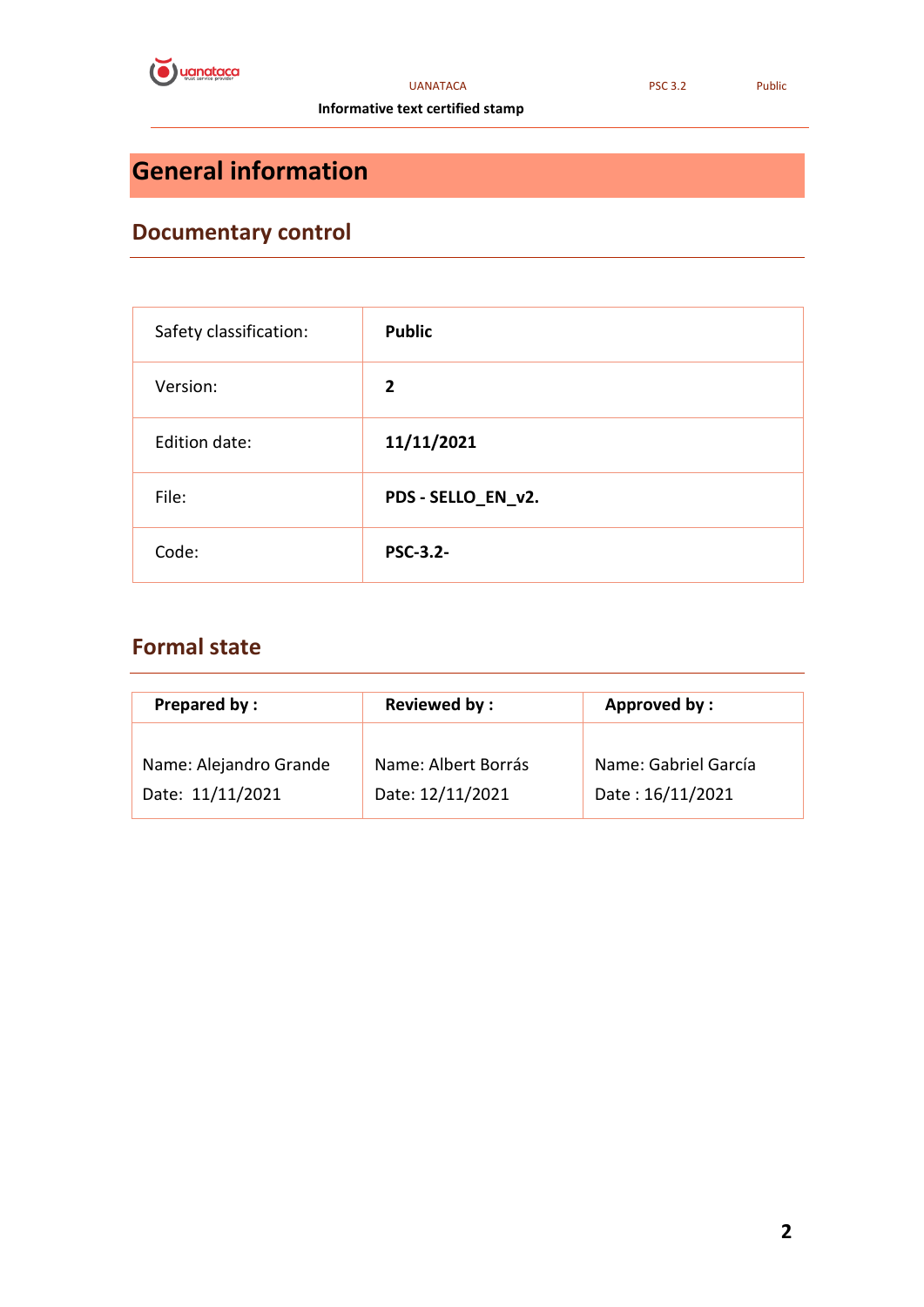# General information

## Documentary control

| Safety classification: | **Public** |
|---|---|
| Version: | **2** |
| Edition date: | **11/11/2021** |
| File: | **PDS - SELLO_EN_v2.** |
| Code: | **PSC-3.2-** |

## Formal state

| **Prepared by :** | **Reviewed by :** | **Approved by :** |
|---|---|---|
| Name: Alejandro Grande<br>Date: 11/11/2021 | Name: Albert Borrás<br>Date: 12/11/2021 | Name: Gabriel García<br>Date : 16/11/2021 |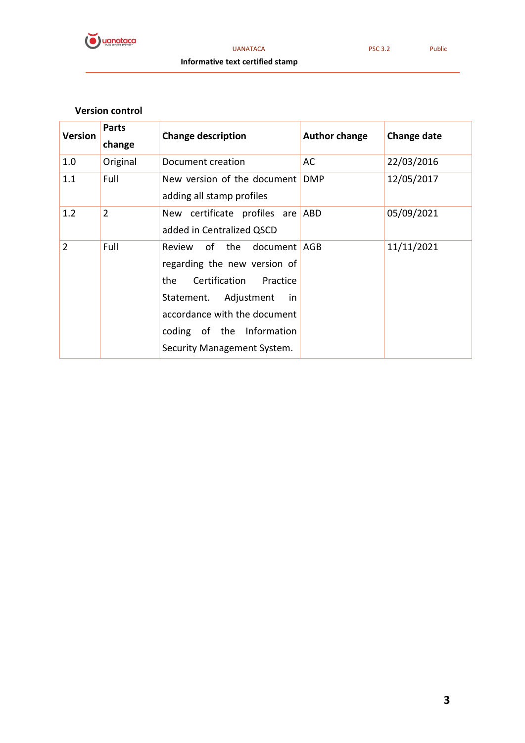## Version control

| Version | Parts change | Change description | Author change | Change date |
|---|---|---|---|---|
| 1.0 | Original | Document creation | AC | 22/03/2016 |
| 1.1 | Full | New version of the document adding all stamp profiles | DMP | 12/05/2017 |
| 1.2 | 2 | New certificate profiles are added in Centralized QSCD | ABD | 05/09/2021 |
| 2 | Full | Review of the document regarding the new version of the Certification Practice Statement. Adjustment in accordance with the document coding of the Information Security Management System. | AGB | 11/11/2021 |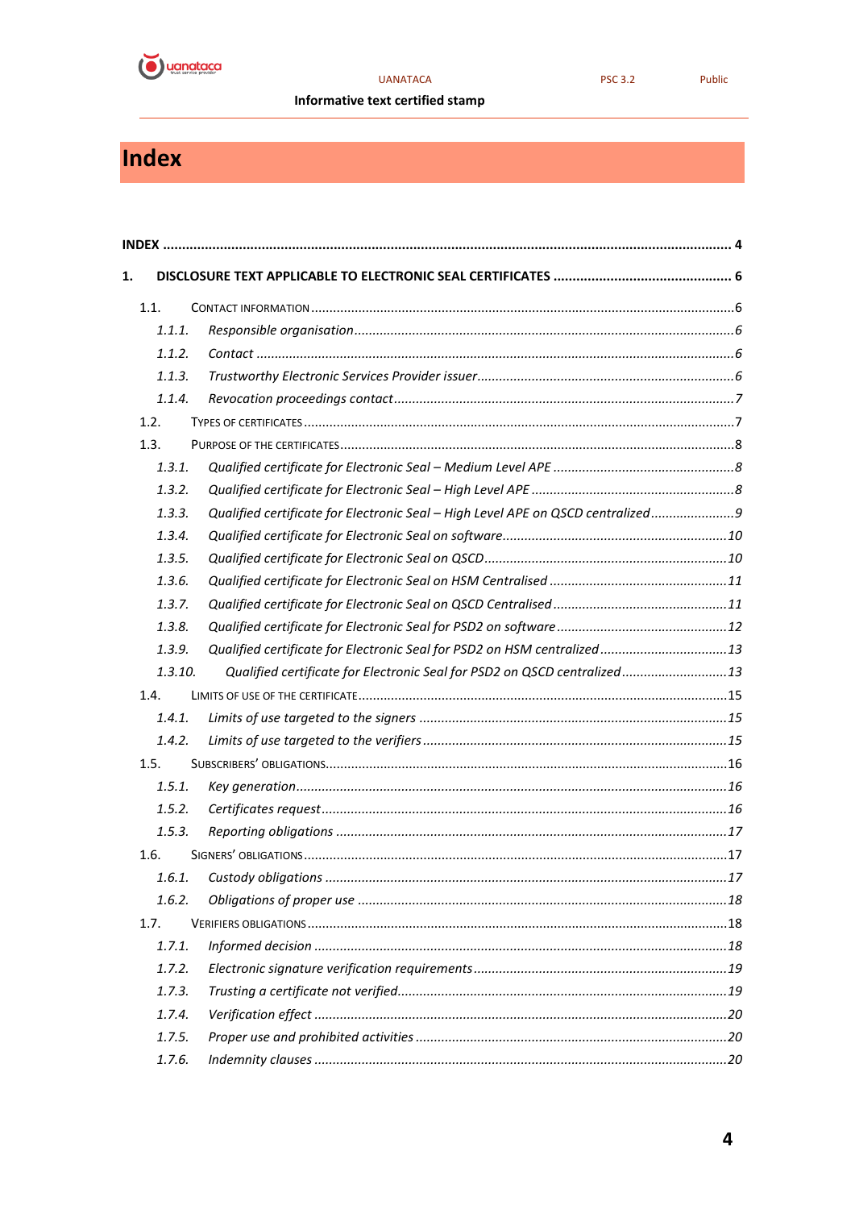# Index

INDEX ... 4

1. DISCLOSURE TEXT APPLICABLE TO ELECTRONIC SEAL CERTIFICATES ... 6

- 1.1. CONTACT INFORMATION ... 6
  - *1.1.1. Responsible organisation ... 6*
  - *1.1.2. Contact ... 6*
  - *1.1.3. Trustworthy Electronic Services Provider issuer ... 6*
  - *1.1.4. Revocation proceedings contact ... 7*
- 1.2. TYPES OF CERTIFICATES ... 7
- 1.3. PURPOSE OF THE CERTIFICATES ... 8
  - *1.3.1. Qualified certificate for Electronic Seal – Medium Level APE ... 8*
  - *1.3.2. Qualified certificate for Electronic Seal – High Level APE ... 8*
  - *1.3.3. Qualified certificate for Electronic Seal – High Level APE on QSCD centralized ... 9*
  - *1.3.4. Qualified certificate for Electronic Seal on software ... 10*
  - *1.3.5. Qualified certificate for Electronic Seal on QSCD ... 10*
  - *1.3.6. Qualified certificate for Electronic Seal on HSM Centralised ... 11*
  - *1.3.7. Qualified certificate for Electronic Seal on QSCD Centralised ... 11*
  - *1.3.8. Qualified certificate for Electronic Seal for PSD2 on software ... 12*
  - *1.3.9. Qualified certificate for Electronic Seal for PSD2 on HSM centralized ... 13*
  - *1.3.10. Qualified certificate for Electronic Seal for PSD2 on QSCD centralized ... 13*
- 1.4. LIMITS OF USE OF THE CERTIFICATE ... 15
  - *1.4.1. Limits of use targeted to the signers ... 15*
  - *1.4.2. Limits of use targeted to the verifiers ... 15*
- 1.5. SUBSCRIBERS' OBLIGATIONS ... 16
  - *1.5.1. Key generation ... 16*
  - *1.5.2. Certificates request ... 16*
  - *1.5.3. Reporting obligations ... 17*
- 1.6. SIGNERS' OBLIGATIONS ... 17
  - *1.6.1. Custody obligations ... 17*
  - *1.6.2. Obligations of proper use ... 18*
- 1.7. VERIFIERS OBLIGATIONS ... 18
  - *1.7.1. Informed decision ... 18*
  - *1.7.2. Electronic signature verification requirements ... 19*
  - *1.7.3. Trusting a certificate not verified ... 19*
  - *1.7.4. Verification effect ... 20*
  - *1.7.5. Proper use and prohibited activities ... 20*
  - *1.7.6. Indemnity clauses ... 20*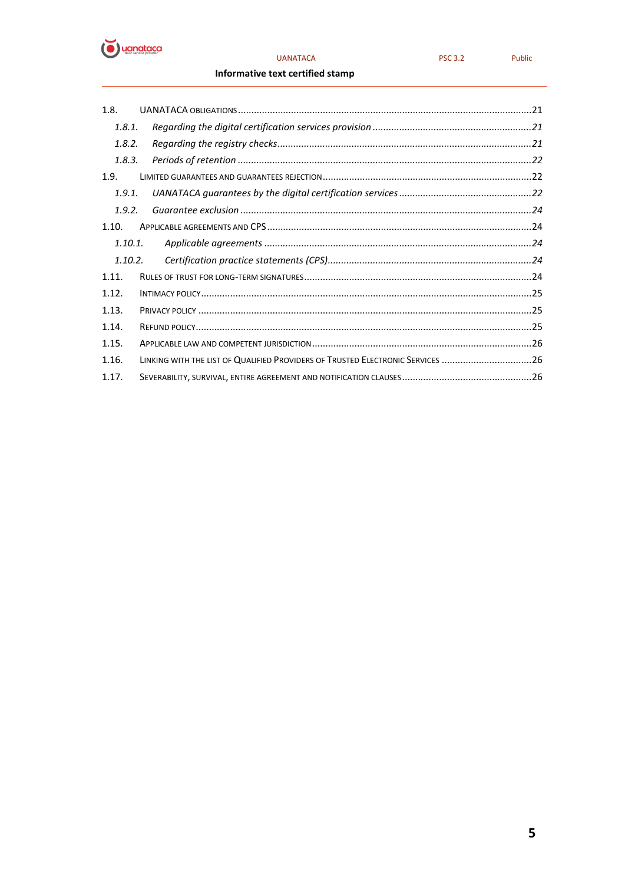1.8. UANATACA OBLIGATIONS .....21

*1.8.1. Regarding the digital certification services provision .....21*

*1.8.2. Regarding the registry checks .....21*

*1.8.3. Periods of retention .....22*

1.9. LIMITED GUARANTEES AND GUARANTEES REJECTION .....22

*1.9.1. UANATACA guarantees by the digital certification services .....22*

*1.9.2. Guarantee exclusion .....24*

1.10. APPLICABLE AGREEMENTS AND CPS .....24

*1.10.1. Applicable agreements .....24*

*1.10.2. Certification practice statements (CPS) .....24*

1.11. RULES OF TRUST FOR LONG-TERM SIGNATURES .....24

1.12. INTIMACY POLICY .....25

1.13. PRIVACY POLICY .....25

1.14. REFUND POLICY .....25

1.15. APPLICABLE LAW AND COMPETENT JURISDICTION .....26

1.16. LINKING WITH THE LIST OF QUALIFIED PROVIDERS OF TRUSTED ELECTRONIC SERVICES .....26

1.17. SEVERABILITY, SURVIVAL, ENTIRE AGREEMENT AND NOTIFICATION CLAUSES .....26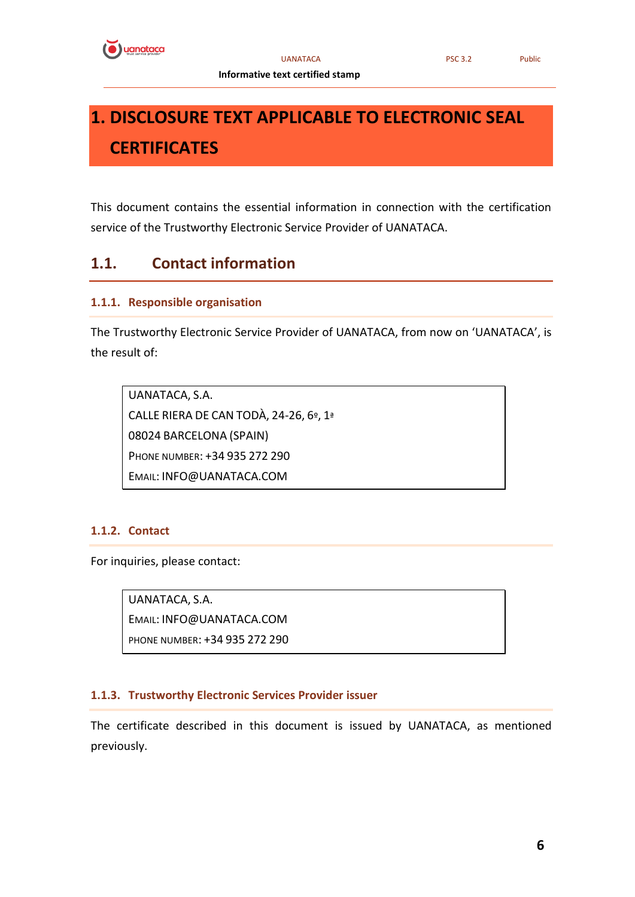# 1. DISCLOSURE TEXT APPLICABLE TO ELECTRONIC SEAL CERTIFICATES

This document contains the essential information in connection with the certification service of the Trustworthy Electronic Service Provider of UANATACA.

## 1.1. Contact information

### 1.1.1. Responsible organisation

The Trustworthy Electronic Service Provider of UANATACA, from now on 'UANATACA', is the result of:

> UANATACA, S.A.
> CALLE RIERA DE CAN TODÀ, 24-26, 6º, 1ª
> 08024 BARCELONA (SPAIN)
> PHONE NUMBER: +34 935 272 290
> EMAIL: INFO@UANATACA.COM

### 1.1.2. Contact

For inquiries, please contact:

> UANATACA, S.A.
> EMAIL: INFO@UANATACA.COM
> PHONE NUMBER: +34 935 272 290

### 1.1.3. Trustworthy Electronic Services Provider issuer

The certificate described in this document is issued by UANATACA, as mentioned previously.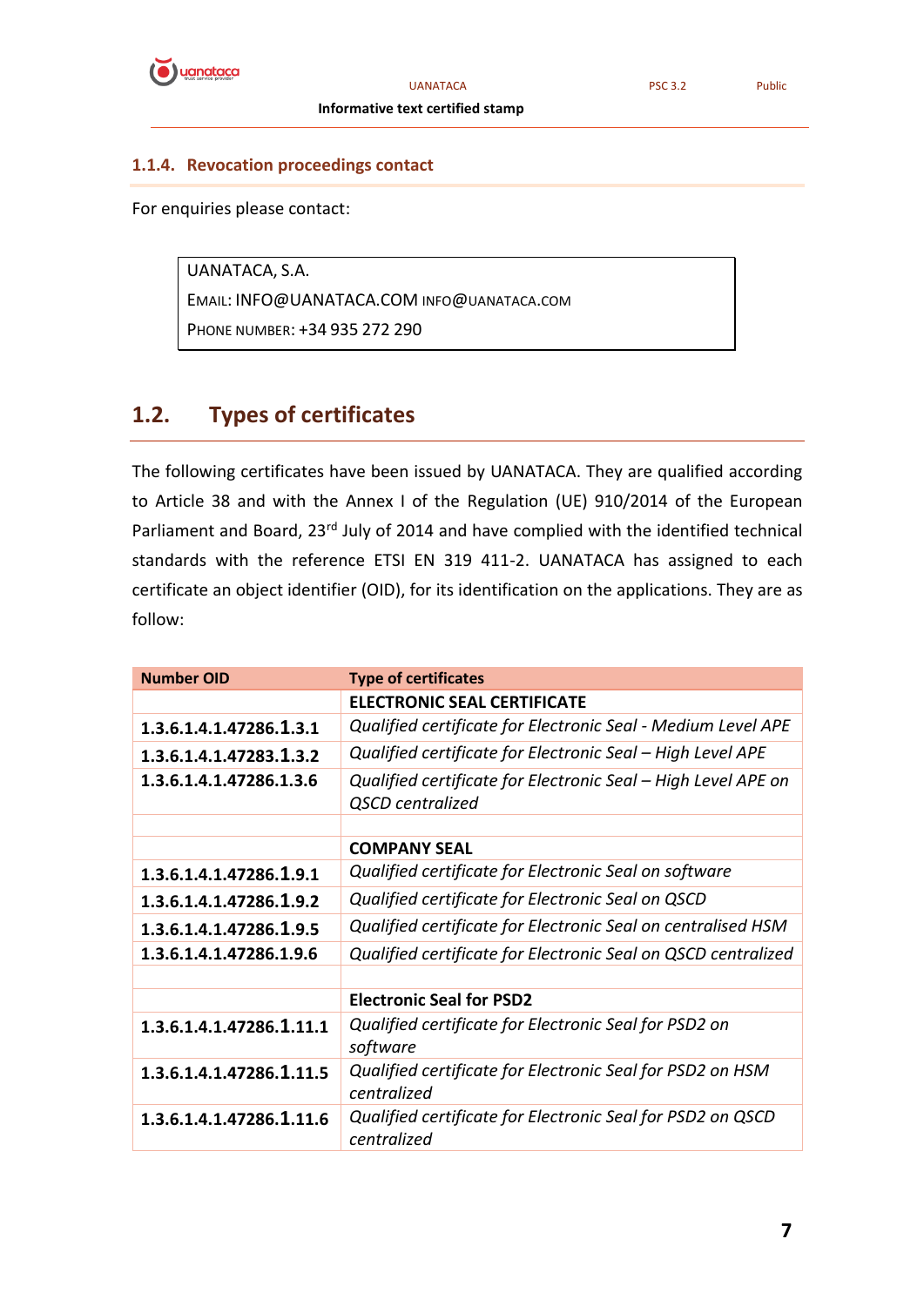### 1.1.4. Revocation proceedings contact

For enquiries please contact:

| UANATACA, S.A. |
|---|
| EMAIL: INFO@UANATACA.COM INFO@UANATACA.COM |
| PHONE NUMBER: +34 935 272 290 |

## 1.2. Types of certificates

The following certificates have been issued by UANATACA. They are qualified according to Article 38 and with the Annex I of the Regulation (UE) 910/2014 of the European Parliament and Board, 23rd July of 2014 and have complied with the identified technical standards with the reference ETSI EN 319 411-2. UANATACA has assigned to each certificate an object identifier (OID), for its identification on the applications. They are as follow:

| Number OID | Type of certificates |
|---|---|
| | **ELECTRONIC SEAL CERTIFICATE** |
| **1.3.6.1.4.1.47286.1.3.1** | *Qualified certificate for Electronic Seal - Medium Level APE* |
| **1.3.6.1.4.1.47283.1.3.2** | *Qualified certificate for Electronic Seal – High Level APE* |
| **1.3.6.1.4.1.47286.1.3.6** | *Qualified certificate for Electronic Seal – High Level APE on QSCD centralized* |
| | |
| | **COMPANY SEAL** |
| **1.3.6.1.4.1.47286.1.9.1** | *Qualified certificate for Electronic Seal on software* |
| **1.3.6.1.4.1.47286.1.9.2** | *Qualified certificate for Electronic Seal on QSCD* |
| **1.3.6.1.4.1.47286.1.9.5** | *Qualified certificate for Electronic Seal on centralised HSM* |
| **1.3.6.1.4.1.47286.1.9.6** | *Qualified certificate for Electronic Seal on QSCD centralized* |
| | |
| | **Electronic Seal for PSD2** |
| **1.3.6.1.4.1.47286.1.11.1** | *Qualified certificate for Electronic Seal for PSD2 on software* |
| **1.3.6.1.4.1.47286.1.11.5** | *Qualified certificate for Electronic Seal for PSD2 on HSM centralized* |
| **1.3.6.1.4.1.47286.1.11.6** | *Qualified certificate for Electronic Seal for PSD2 on QSCD centralized* |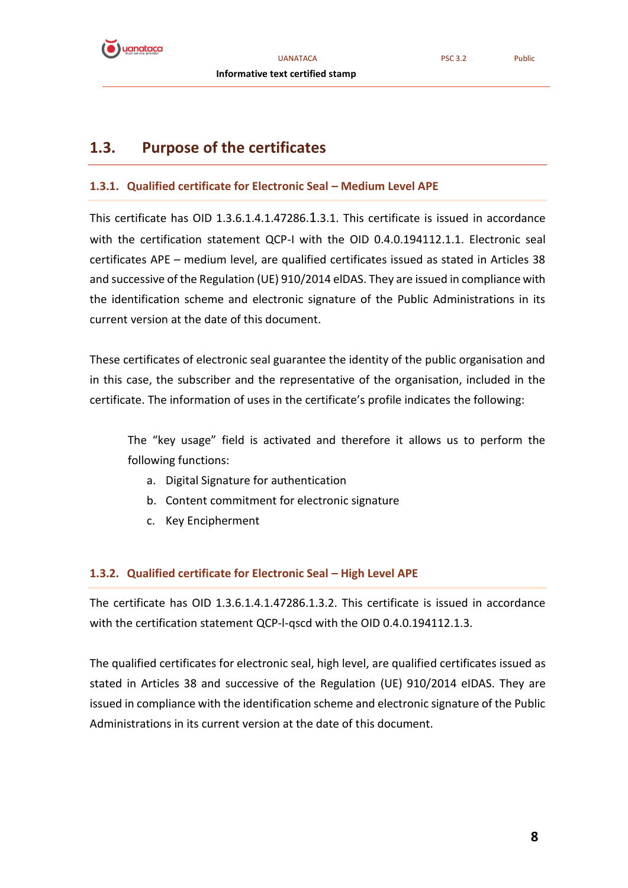## 1.3. Purpose of the certificates

### 1.3.1. Qualified certificate for Electronic Seal – Medium Level APE

This certificate has OID 1.3.6.1.4.1.47286.1.3.1. This certificate is issued in accordance with the certification statement QCP-l with the OID 0.4.0.194112.1.1. Electronic seal certificates APE – medium level, are qualified certificates issued as stated in Articles 38 and successive of the Regulation (UE) 910/2014 eIDAS. They are issued in compliance with the identification scheme and electronic signature of the Public Administrations in its current version at the date of this document.

These certificates of electronic seal guarantee the identity of the public organisation and in this case, the subscriber and the representative of the organisation, included in the certificate. The information of uses in the certificate's profile indicates the following:

> The "key usage" field is activated and therefore it allows us to perform the following functions:
>
> a. Digital Signature for authentication
> b. Content commitment for electronic signature
> c. Key Encipherment

### 1.3.2. Qualified certificate for Electronic Seal – High Level APE

The certificate has OID 1.3.6.1.4.1.47286.1.3.2. This certificate is issued in accordance with the certification statement QCP-l-qscd with the OID 0.4.0.194112.1.3.

The qualified certificates for electronic seal, high level, are qualified certificates issued as stated in Articles 38 and successive of the Regulation (UE) 910/2014 eIDAS. They are issued in compliance with the identification scheme and electronic signature of the Public Administrations in its current version at the date of this document.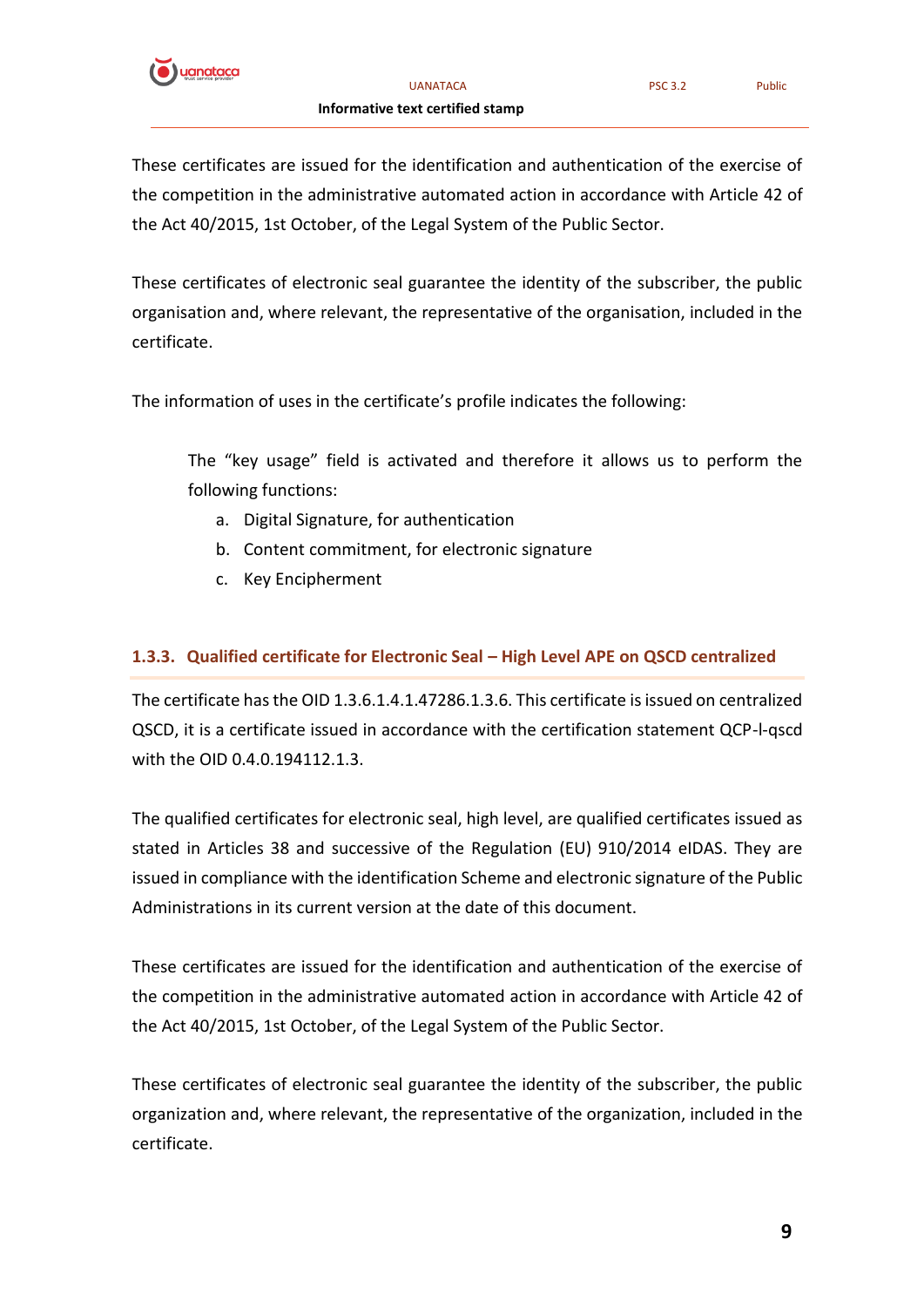These certificates are issued for the identification and authentication of the exercise of the competition in the administrative automated action in accordance with Article 42 of the Act 40/2015, 1st October, of the Legal System of the Public Sector.

These certificates of electronic seal guarantee the identity of the subscriber, the public organisation and, where relevant, the representative of the organisation, included in the certificate.

The information of uses in the certificate's profile indicates the following:

> The "key usage" field is activated and therefore it allows us to perform the following functions:
>
> a. Digital Signature, for authentication
> b. Content commitment, for electronic signature
> c. Key Encipherment

### 1.3.3. Qualified certificate for Electronic Seal – High Level APE on QSCD centralized

The certificate has the OID 1.3.6.1.4.1.47286.1.3.6. This certificate is issued on centralized QSCD, it is a certificate issued in accordance with the certification statement QCP-l-qscd with the OID 0.4.0.194112.1.3.

The qualified certificates for electronic seal, high level, are qualified certificates issued as stated in Articles 38 and successive of the Regulation (EU) 910/2014 eIDAS. They are issued in compliance with the identification Scheme and electronic signature of the Public Administrations in its current version at the date of this document.

These certificates are issued for the identification and authentication of the exercise of the competition in the administrative automated action in accordance with Article 42 of the Act 40/2015, 1st October, of the Legal System of the Public Sector.

These certificates of electronic seal guarantee the identity of the subscriber, the public organization and, where relevant, the representative of the organization, included in the certificate.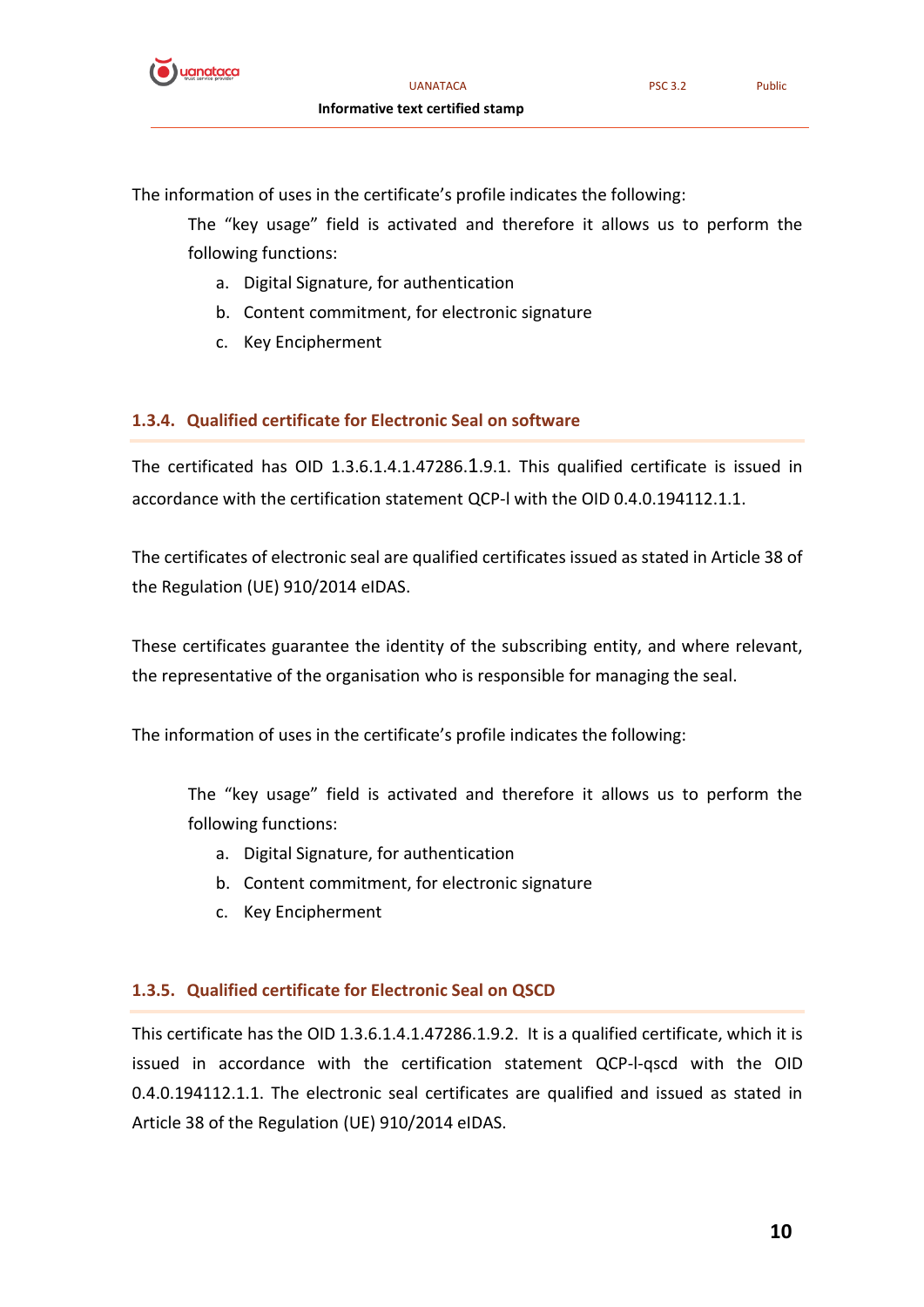The information of uses in the certificate's profile indicates the following:

The "key usage" field is activated and therefore it allows us to perform the following functions:

a. Digital Signature, for authentication
b. Content commitment, for electronic signature
c. Key Encipherment

### 1.3.4. Qualified certificate for Electronic Seal on software

The certificated has OID 1.3.6.1.4.1.47286.1.9.1. This qualified certificate is issued in accordance with the certification statement QCP-l with the OID 0.4.0.194112.1.1.

The certificates of electronic seal are qualified certificates issued as stated in Article 38 of the Regulation (UE) 910/2014 eIDAS.

These certificates guarantee the identity of the subscribing entity, and where relevant, the representative of the organisation who is responsible for managing the seal.

The information of uses in the certificate's profile indicates the following:

The "key usage" field is activated and therefore it allows us to perform the following functions:

a. Digital Signature, for authentication
b. Content commitment, for electronic signature
c. Key Encipherment

### 1.3.5. Qualified certificate for Electronic Seal on QSCD

This certificate has the OID 1.3.6.1.4.1.47286.1.9.2. It is a qualified certificate, which it is issued in accordance with the certification statement QCP-l-qscd with the OID 0.4.0.194112.1.1. The electronic seal certificates are qualified and issued as stated in Article 38 of the Regulation (UE) 910/2014 eIDAS.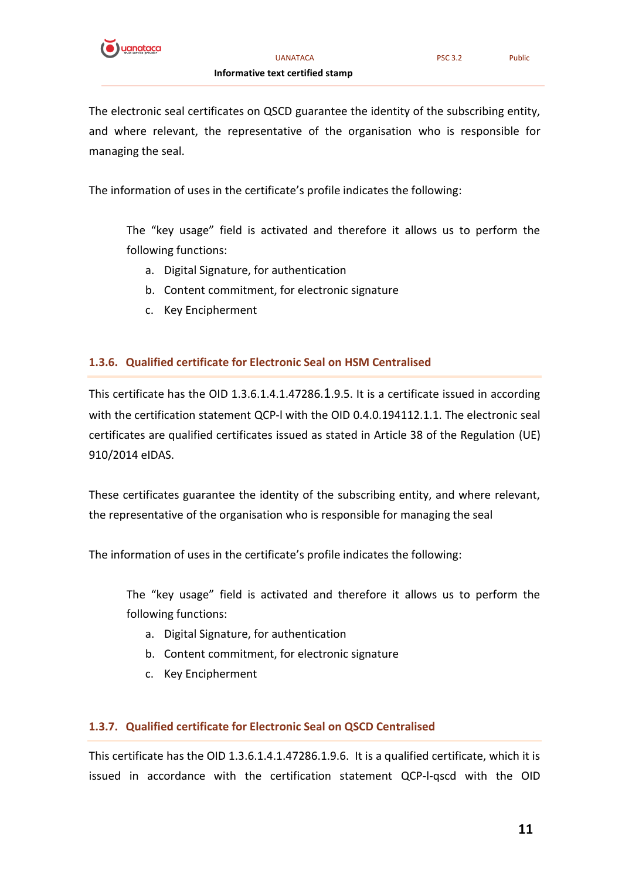The electronic seal certificates on QSCD guarantee the identity of the subscribing entity, and where relevant, the representative of the organisation who is responsible for managing the seal.

The information of uses in the certificate's profile indicates the following:

The "key usage" field is activated and therefore it allows us to perform the following functions:

a. Digital Signature, for authentication
b. Content commitment, for electronic signature
c. Key Encipherment

### 1.3.6. Qualified certificate for Electronic Seal on HSM Centralised

This certificate has the OID 1.3.6.1.4.1.47286.1.9.5. It is a certificate issued in according with the certification statement QCP-l with the OID 0.4.0.194112.1.1. The electronic seal certificates are qualified certificates issued as stated in Article 38 of the Regulation (UE) 910/2014 eIDAS.

These certificates guarantee the identity of the subscribing entity, and where relevant, the representative of the organisation who is responsible for managing the seal

The information of uses in the certificate's profile indicates the following:

The "key usage" field is activated and therefore it allows us to perform the following functions:

a. Digital Signature, for authentication
b. Content commitment, for electronic signature
c. Key Encipherment

### 1.3.7. Qualified certificate for Electronic Seal on QSCD Centralised

This certificate has the OID 1.3.6.1.4.1.47286.1.9.6. It is a qualified certificate, which it is issued in accordance with the certification statement QCP-l-qscd with the OID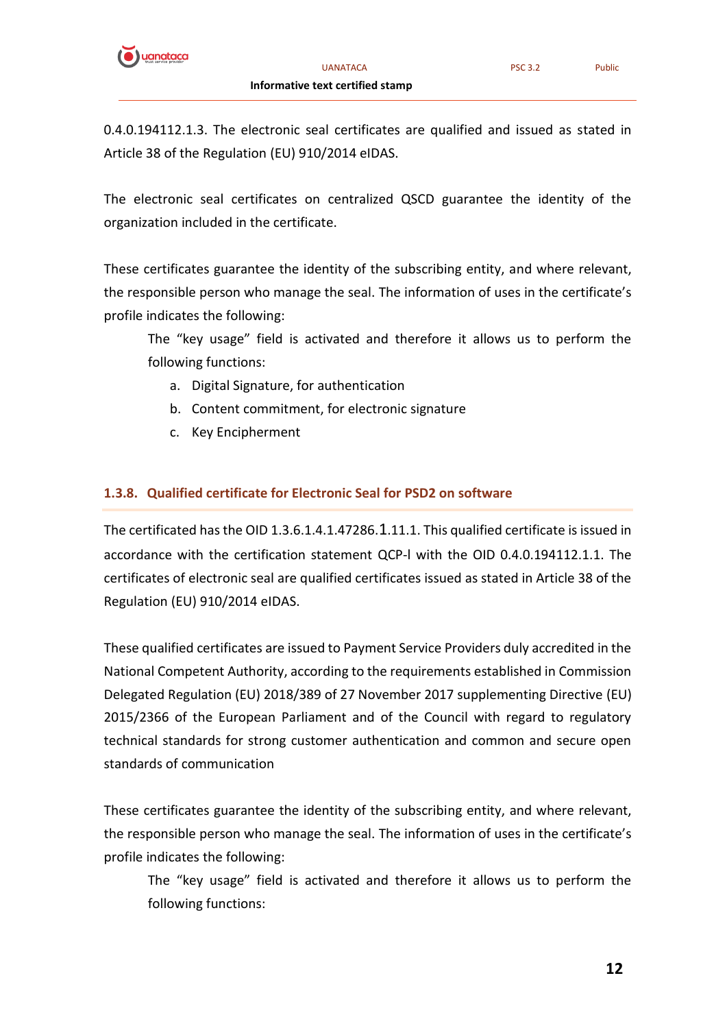0.4.0.194112.1.3. The electronic seal certificates are qualified and issued as stated in Article 38 of the Regulation (EU) 910/2014 eIDAS.

The electronic seal certificates on centralized QSCD guarantee the identity of the organization included in the certificate.

These certificates guarantee the identity of the subscribing entity, and where relevant, the responsible person who manage the seal. The information of uses in the certificate's profile indicates the following:

The "key usage" field is activated and therefore it allows us to perform the following functions:

a. Digital Signature, for authentication
b. Content commitment, for electronic signature
c. Key Encipherment

### 1.3.8. Qualified certificate for Electronic Seal for PSD2 on software

The certificated has the OID 1.3.6.1.4.1.47286.1.11.1. This qualified certificate is issued in accordance with the certification statement QCP-l with the OID 0.4.0.194112.1.1. The certificates of electronic seal are qualified certificates issued as stated in Article 38 of the Regulation (EU) 910/2014 eIDAS.

These qualified certificates are issued to Payment Service Providers duly accredited in the National Competent Authority, according to the requirements established in Commission Delegated Regulation (EU) 2018/389 of 27 November 2017 supplementing Directive (EU) 2015/2366 of the European Parliament and of the Council with regard to regulatory technical standards for strong customer authentication and common and secure open standards of communication

These certificates guarantee the identity of the subscribing entity, and where relevant, the responsible person who manage the seal. The information of uses in the certificate's profile indicates the following:

The "key usage" field is activated and therefore it allows us to perform the following functions: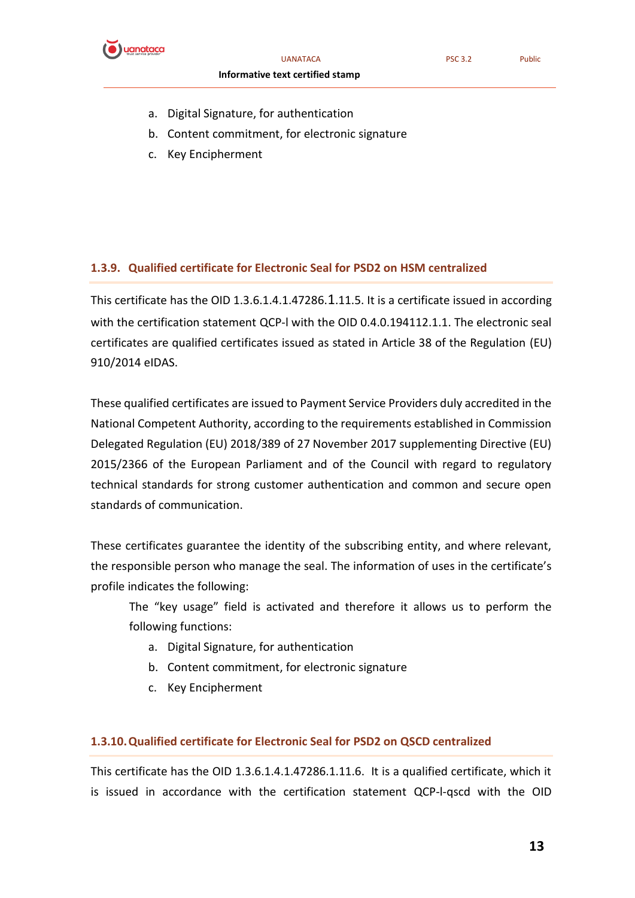a. Digital Signature, for authentication
b. Content commitment, for electronic signature
c. Key Encipherment

### 1.3.9. Qualified certificate for Electronic Seal for PSD2 on HSM centralized

This certificate has the OID 1.3.6.1.4.1.47286.1.11.5. It is a certificate issued in according with the certification statement QCP-l with the OID 0.4.0.194112.1.1. The electronic seal certificates are qualified certificates issued as stated in Article 38 of the Regulation (EU) 910/2014 eIDAS.

These qualified certificates are issued to Payment Service Providers duly accredited in the National Competent Authority, according to the requirements established in Commission Delegated Regulation (EU) 2018/389 of 27 November 2017 supplementing Directive (EU) 2015/2366 of the European Parliament and of the Council with regard to regulatory technical standards for strong customer authentication and common and secure open standards of communication.

These certificates guarantee the identity of the subscribing entity, and where relevant, the responsible person who manage the seal. The information of uses in the certificate's profile indicates the following:

The "key usage" field is activated and therefore it allows us to perform the following functions:

a. Digital Signature, for authentication
b. Content commitment, for electronic signature
c. Key Encipherment

### 1.3.10. Qualified certificate for Electronic Seal for PSD2 on QSCD centralized

This certificate has the OID 1.3.6.1.4.1.47286.1.11.6. It is a qualified certificate, which it is issued in accordance with the certification statement QCP-l-qscd with the OID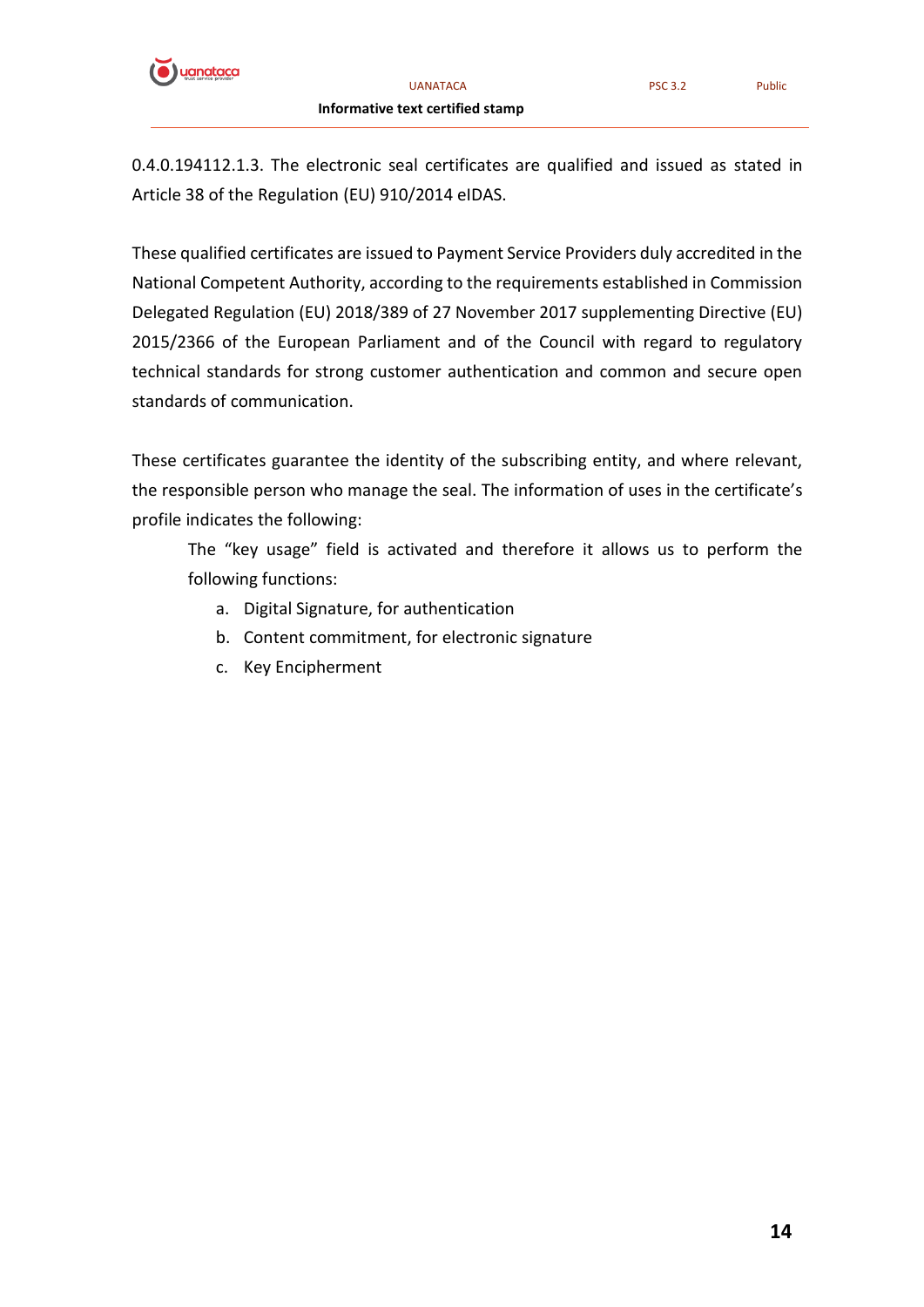0.4.0.194112.1.3. The electronic seal certificates are qualified and issued as stated in Article 38 of the Regulation (EU) 910/2014 eIDAS.

These qualified certificates are issued to Payment Service Providers duly accredited in the National Competent Authority, according to the requirements established in Commission Delegated Regulation (EU) 2018/389 of 27 November 2017 supplementing Directive (EU) 2015/2366 of the European Parliament and of the Council with regard to regulatory technical standards for strong customer authentication and common and secure open standards of communication.

These certificates guarantee the identity of the subscribing entity, and where relevant, the responsible person who manage the seal. The information of uses in the certificate's profile indicates the following:

The "key usage" field is activated and therefore it allows us to perform the following functions:

a. Digital Signature, for authentication
b. Content commitment, for electronic signature
c. Key Encipherment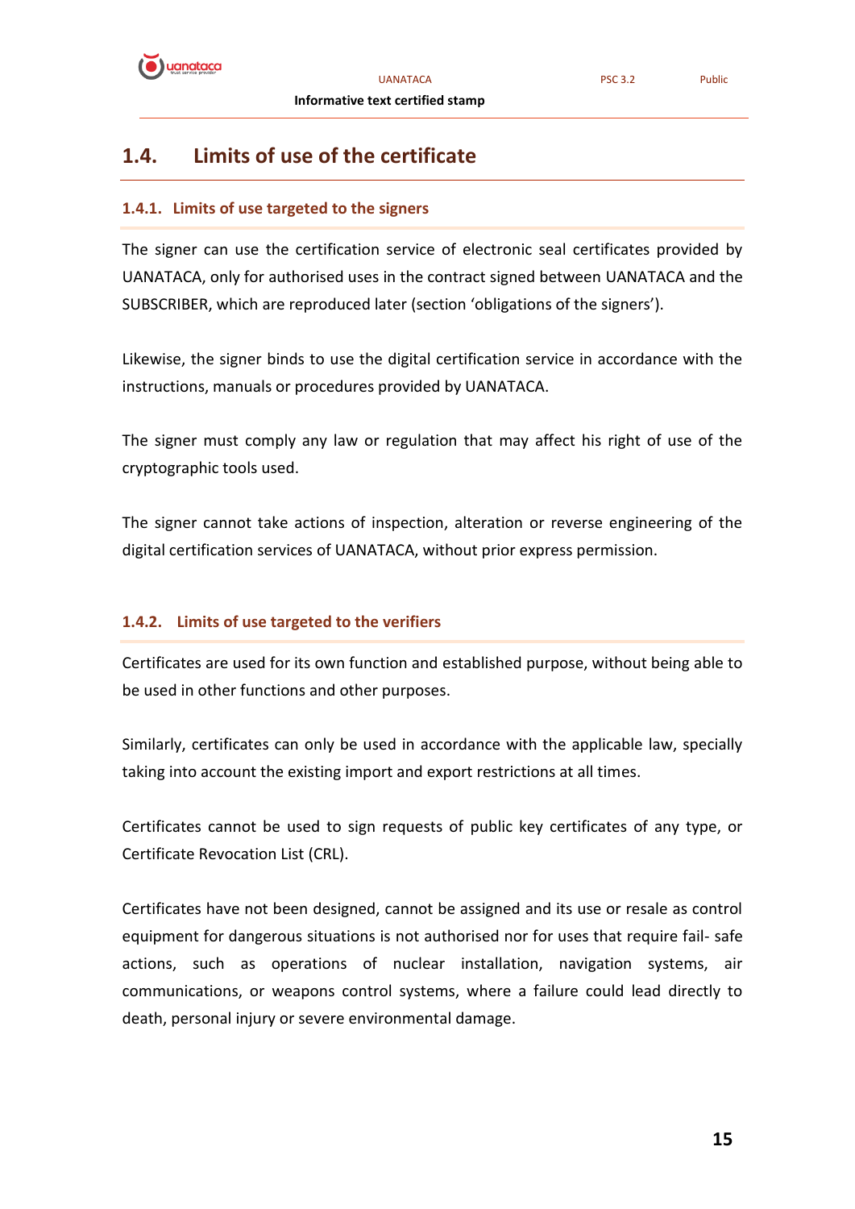## 1.4. Limits of use of the certificate

### 1.4.1. Limits of use targeted to the signers

The signer can use the certification service of electronic seal certificates provided by UANATACA, only for authorised uses in the contract signed between UANATACA and the SUBSCRIBER, which are reproduced later (section 'obligations of the signers').

Likewise, the signer binds to use the digital certification service in accordance with the instructions, manuals or procedures provided by UANATACA.

The signer must comply any law or regulation that may affect his right of use of the cryptographic tools used.

The signer cannot take actions of inspection, alteration or reverse engineering of the digital certification services of UANATACA, without prior express permission.

### 1.4.2. Limits of use targeted to the verifiers

Certificates are used for its own function and established purpose, without being able to be used in other functions and other purposes.

Similarly, certificates can only be used in accordance with the applicable law, specially taking into account the existing import and export restrictions at all times.

Certificates cannot be used to sign requests of public key certificates of any type, or Certificate Revocation List (CRL).

Certificates have not been designed, cannot be assigned and its use or resale as control equipment for dangerous situations is not authorised nor for uses that require fail- safe actions, such as operations of nuclear installation, navigation systems, air communications, or weapons control systems, where a failure could lead directly to death, personal injury or severe environmental damage.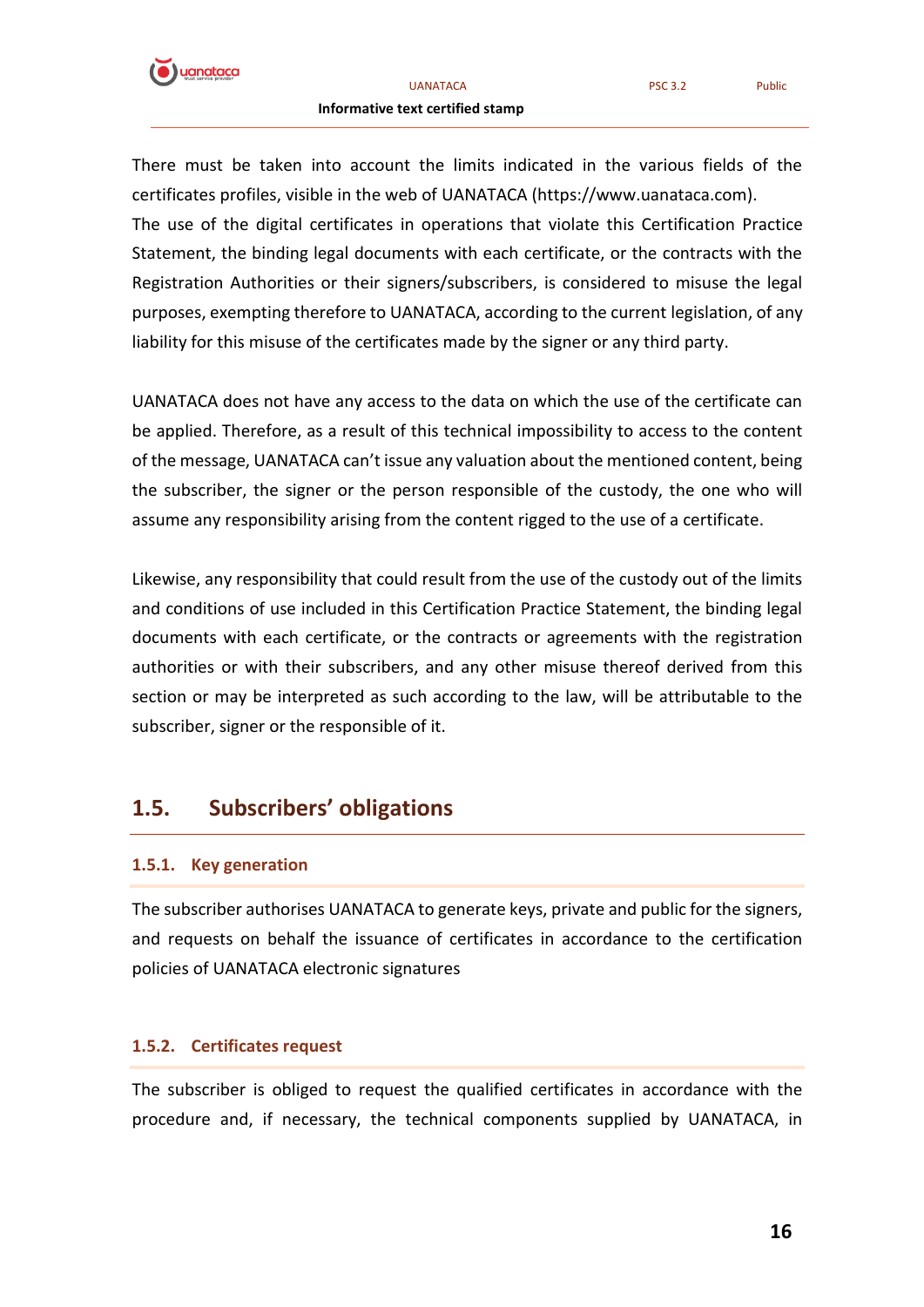There must be taken into account the limits indicated in the various fields of the certificates profiles, visible in the web of UANATACA (https://www.uanataca.com).
The use of the digital certificates in operations that violate this Certification Practice Statement, the binding legal documents with each certificate, or the contracts with the Registration Authorities or their signers/subscribers, is considered to misuse the legal purposes, exempting therefore to UANATACA, according to the current legislation, of any liability for this misuse of the certificates made by the signer or any third party.

UANATACA does not have any access to the data on which the use of the certificate can be applied. Therefore, as a result of this technical impossibility to access to the content of the message, UANATACA can't issue any valuation about the mentioned content, being the subscriber, the signer or the person responsible of the custody, the one who will assume any responsibility arising from the content rigged to the use of a certificate.

Likewise, any responsibility that could result from the use of the custody out of the limits and conditions of use included in this Certification Practice Statement, the binding legal documents with each certificate, or the contracts or agreements with the registration authorities or with their subscribers, and any other misuse thereof derived from this section or may be interpreted as such according to the law, will be attributable to the subscriber, signer or the responsible of it.

## 1.5. Subscribers' obligations

### 1.5.1. Key generation

The subscriber authorises UANATACA to generate keys, private and public for the signers, and requests on behalf the issuance of certificates in accordance to the certification policies of UANATACA electronic signatures

### 1.5.2. Certificates request

The subscriber is obliged to request the qualified certificates in accordance with the procedure and, if necessary, the technical components supplied by UANATACA, in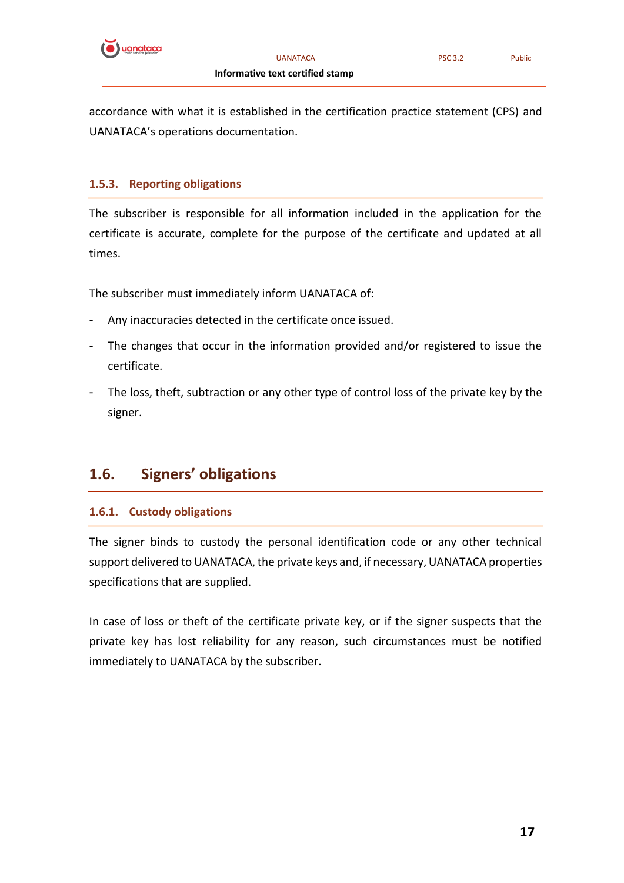accordance with what it is established in the certification practice statement (CPS) and UANATACA's operations documentation.

### 1.5.3. Reporting obligations

The subscriber is responsible for all information included in the application for the certificate is accurate, complete for the purpose of the certificate and updated at all times.

The subscriber must immediately inform UANATACA of:

- Any inaccuracies detected in the certificate once issued.
- The changes that occur in the information provided and/or registered to issue the certificate.
- The loss, theft, subtraction or any other type of control loss of the private key by the signer.

## 1.6. Signers' obligations

### 1.6.1. Custody obligations

The signer binds to custody the personal identification code or any other technical support delivered to UANATACA, the private keys and, if necessary, UANATACA properties specifications that are supplied.

In case of loss or theft of the certificate private key, or if the signer suspects that the private key has lost reliability for any reason, such circumstances must be notified immediately to UANATACA by the subscriber.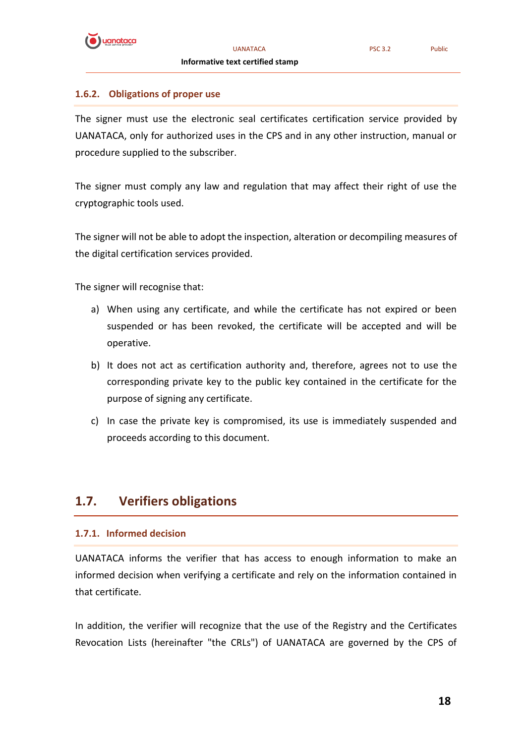### 1.6.2. Obligations of proper use

The signer must use the electronic seal certificates certification service provided by UANATACA, only for authorized uses in the CPS and in any other instruction, manual or procedure supplied to the subscriber.

The signer must comply any law and regulation that may affect their right of use the cryptographic tools used.

The signer will not be able to adopt the inspection, alteration or decompiling measures of the digital certification services provided.

The signer will recognise that:

a) When using any certificate, and while the certificate has not expired or been suspended or has been revoked, the certificate will be accepted and will be operative.

b) It does not act as certification authority and, therefore, agrees not to use the corresponding private key to the public key contained in the certificate for the purpose of signing any certificate.

c) In case the private key is compromised, its use is immediately suspended and proceeds according to this document.

## 1.7. Verifiers obligations

### 1.7.1. Informed decision

UANATACA informs the verifier that has access to enough information to make an informed decision when verifying a certificate and rely on the information contained in that certificate.

In addition, the verifier will recognize that the use of the Registry and the Certificates Revocation Lists (hereinafter "the CRLs") of UANATACA are governed by the CPS of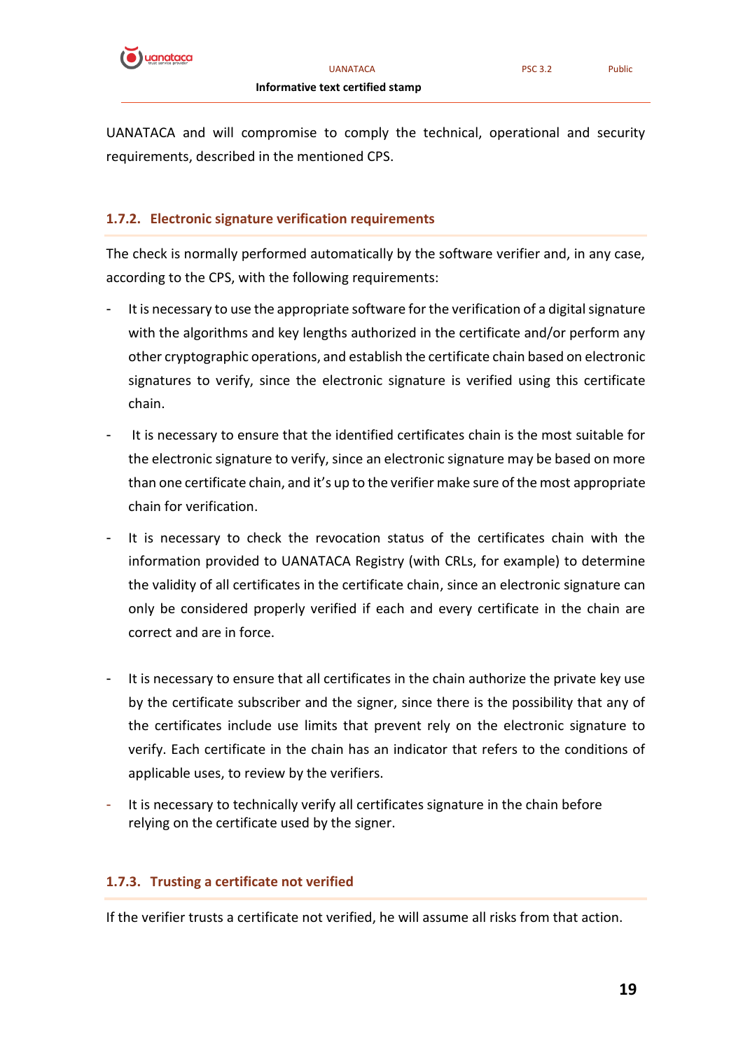UANATACA and will compromise to comply the technical, operational and security requirements, described in the mentioned CPS.

### 1.7.2. Electronic signature verification requirements

The check is normally performed automatically by the software verifier and, in any case, according to the CPS, with the following requirements:

- It is necessary to use the appropriate software for the verification of a digital signature with the algorithms and key lengths authorized in the certificate and/or perform any other cryptographic operations, and establish the certificate chain based on electronic signatures to verify, since the electronic signature is verified using this certificate chain.
- It is necessary to ensure that the identified certificates chain is the most suitable for the electronic signature to verify, since an electronic signature may be based on more than one certificate chain, and it's up to the verifier make sure of the most appropriate chain for verification.
- It is necessary to check the revocation status of the certificates chain with the information provided to UANATACA Registry (with CRLs, for example) to determine the validity of all certificates in the certificate chain, since an electronic signature can only be considered properly verified if each and every certificate in the chain are correct and are in force.
- It is necessary to ensure that all certificates in the chain authorize the private key use by the certificate subscriber and the signer, since there is the possibility that any of the certificates include use limits that prevent rely on the electronic signature to verify. Each certificate in the chain has an indicator that refers to the conditions of applicable uses, to review by the verifiers.
- It is necessary to technically verify all certificates signature in the chain before relying on the certificate used by the signer.

### 1.7.3. Trusting a certificate not verified

If the verifier trusts a certificate not verified, he will assume all risks from that action.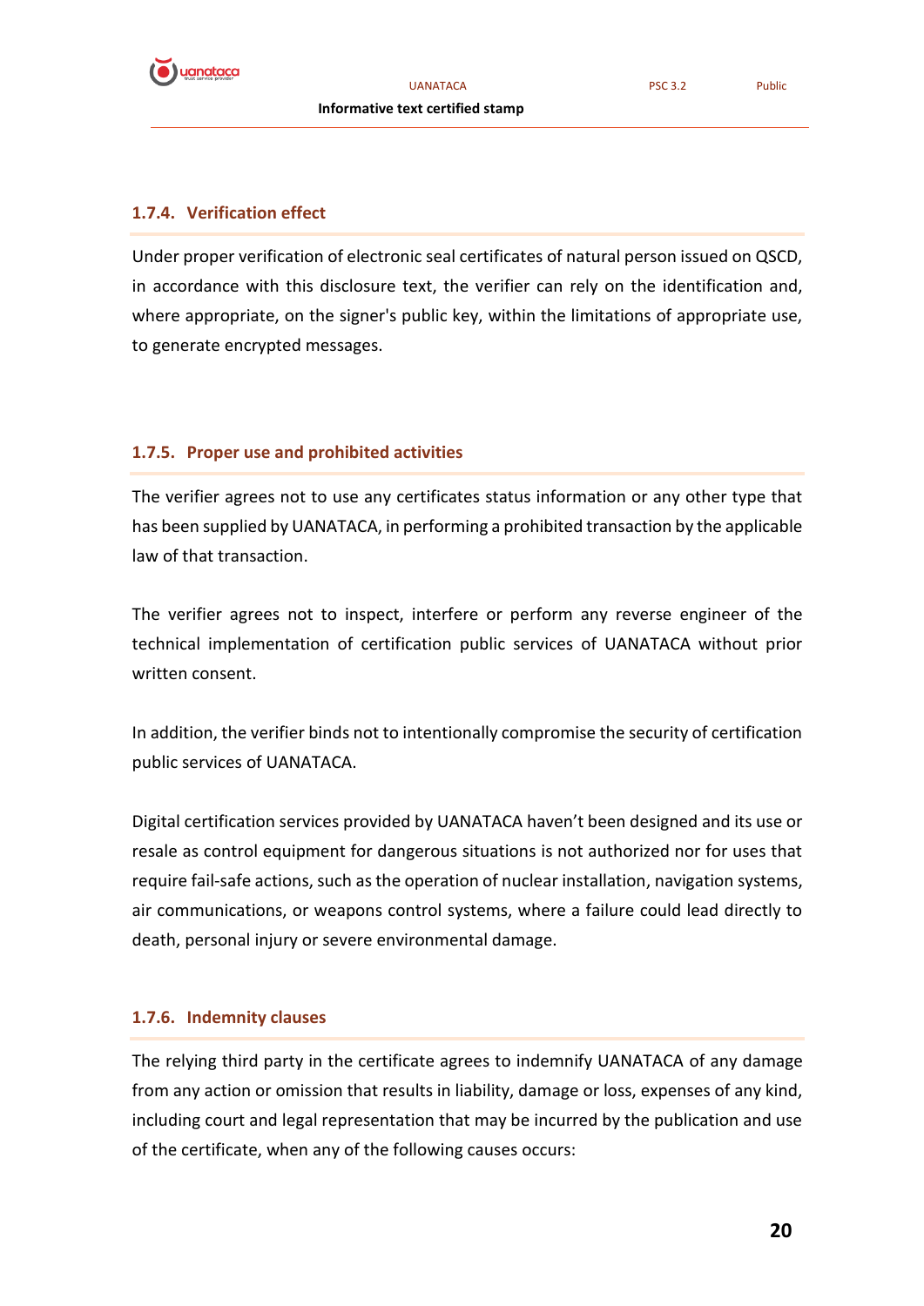### 1.7.4. Verification effect

Under proper verification of electronic seal certificates of natural person issued on QSCD, in accordance with this disclosure text, the verifier can rely on the identification and, where appropriate, on the signer's public key, within the limitations of appropriate use, to generate encrypted messages.

### 1.7.5. Proper use and prohibited activities

The verifier agrees not to use any certificates status information or any other type that has been supplied by UANATACA, in performing a prohibited transaction by the applicable law of that transaction.

The verifier agrees not to inspect, interfere or perform any reverse engineer of the technical implementation of certification public services of UANATACA without prior written consent.

In addition, the verifier binds not to intentionally compromise the security of certification public services of UANATACA.

Digital certification services provided by UANATACA haven't been designed and its use or resale as control equipment for dangerous situations is not authorized nor for uses that require fail-safe actions, such as the operation of nuclear installation, navigation systems, air communications, or weapons control systems, where a failure could lead directly to death, personal injury or severe environmental damage.

### 1.7.6. Indemnity clauses

The relying third party in the certificate agrees to indemnify UANATACA of any damage from any action or omission that results in liability, damage or loss, expenses of any kind, including court and legal representation that may be incurred by the publication and use of the certificate, when any of the following causes occurs: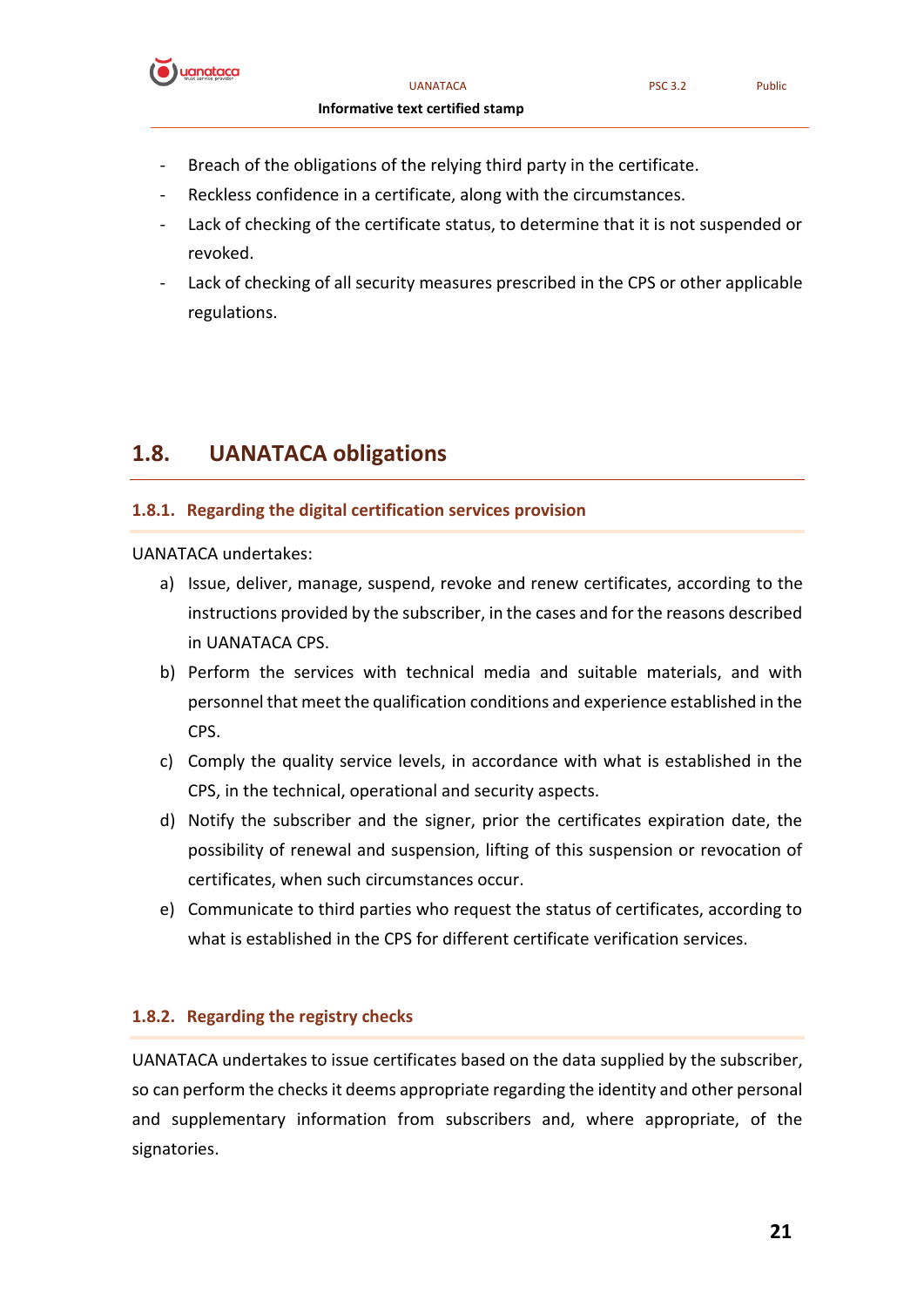- Breach of the obligations of the relying third party in the certificate.
- Reckless confidence in a certificate, along with the circumstances.
- Lack of checking of the certificate status, to determine that it is not suspended or revoked.
- Lack of checking of all security measures prescribed in the CPS or other applicable regulations.

## 1.8. UANATACA obligations

### 1.8.1. Regarding the digital certification services provision

UANATACA undertakes:

a) Issue, deliver, manage, suspend, revoke and renew certificates, according to the instructions provided by the subscriber, in the cases and for the reasons described in UANATACA CPS.

b) Perform the services with technical media and suitable materials, and with personnel that meet the qualification conditions and experience established in the CPS.

c) Comply the quality service levels, in accordance with what is established in the CPS, in the technical, operational and security aspects.

d) Notify the subscriber and the signer, prior the certificates expiration date, the possibility of renewal and suspension, lifting of this suspension or revocation of certificates, when such circumstances occur.

e) Communicate to third parties who request the status of certificates, according to what is established in the CPS for different certificate verification services.

### 1.8.2. Regarding the registry checks

UANATACA undertakes to issue certificates based on the data supplied by the subscriber, so can perform the checks it deems appropriate regarding the identity and other personal and supplementary information from subscribers and, where appropriate, of the signatories.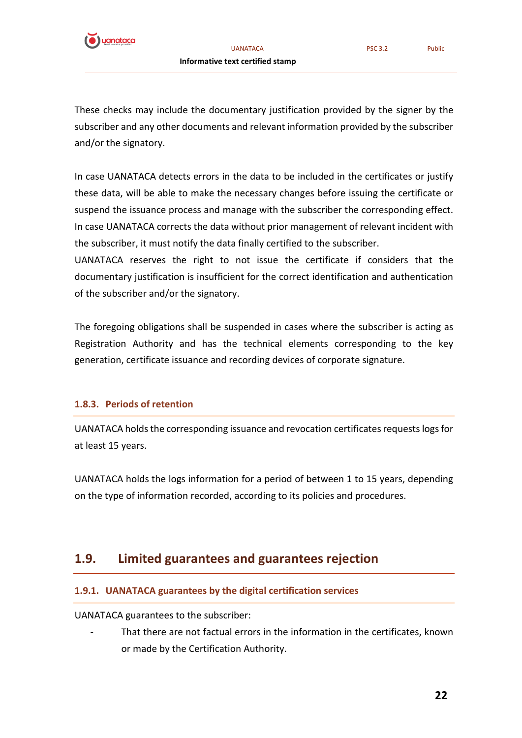These checks may include the documentary justification provided by the signer by the subscriber and any other documents and relevant information provided by the subscriber and/or the signatory.

In case UANATACA detects errors in the data to be included in the certificates or justify these data, will be able to make the necessary changes before issuing the certificate or suspend the issuance process and manage with the subscriber the corresponding effect. In case UANATACA corrects the data without prior management of relevant incident with the subscriber, it must notify the data finally certified to the subscriber.
UANATACA reserves the right to not issue the certificate if considers that the documentary justification is insufficient for the correct identification and authentication of the subscriber and/or the signatory.

The foregoing obligations shall be suspended in cases where the subscriber is acting as Registration Authority and has the technical elements corresponding to the key generation, certificate issuance and recording devices of corporate signature.

### 1.8.3. Periods of retention

UANATACA holds the corresponding issuance and revocation certificates requests logs for at least 15 years.

UANATACA holds the logs information for a period of between 1 to 15 years, depending on the type of information recorded, according to its policies and procedures.

## 1.9. Limited guarantees and guarantees rejection

### 1.9.1. UANATACA guarantees by the digital certification services

UANATACA guarantees to the subscriber:

- That there are not factual errors in the information in the certificates, known or made by the Certification Authority.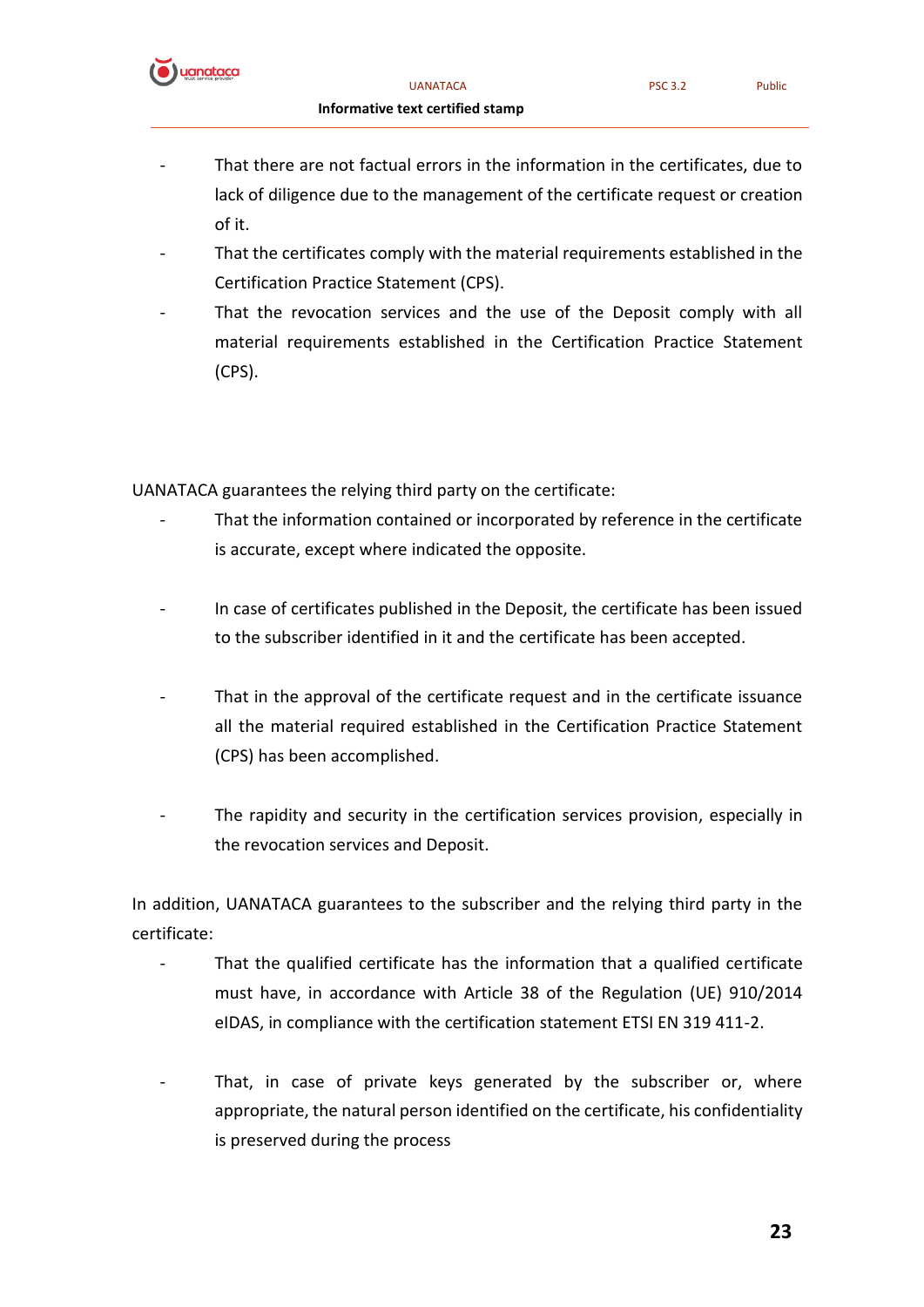- That there are not factual errors in the information in the certificates, due to lack of diligence due to the management of the certificate request or creation of it.
- That the certificates comply with the material requirements established in the Certification Practice Statement (CPS).
- That the revocation services and the use of the Deposit comply with all material requirements established in the Certification Practice Statement (CPS).

UANATACA guarantees the relying third party on the certificate:

- That the information contained or incorporated by reference in the certificate is accurate, except where indicated the opposite.
- In case of certificates published in the Deposit, the certificate has been issued to the subscriber identified in it and the certificate has been accepted.
- That in the approval of the certificate request and in the certificate issuance all the material required established in the Certification Practice Statement (CPS) has been accomplished.
- The rapidity and security in the certification services provision, especially in the revocation services and Deposit.

In addition, UANATACA guarantees to the subscriber and the relying third party in the certificate:

- That the qualified certificate has the information that a qualified certificate must have, in accordance with Article 38 of the Regulation (UE) 910/2014 eIDAS, in compliance with the certification statement ETSI EN 319 411-2.
- That, in case of private keys generated by the subscriber or, where appropriate, the natural person identified on the certificate, his confidentiality is preserved during the process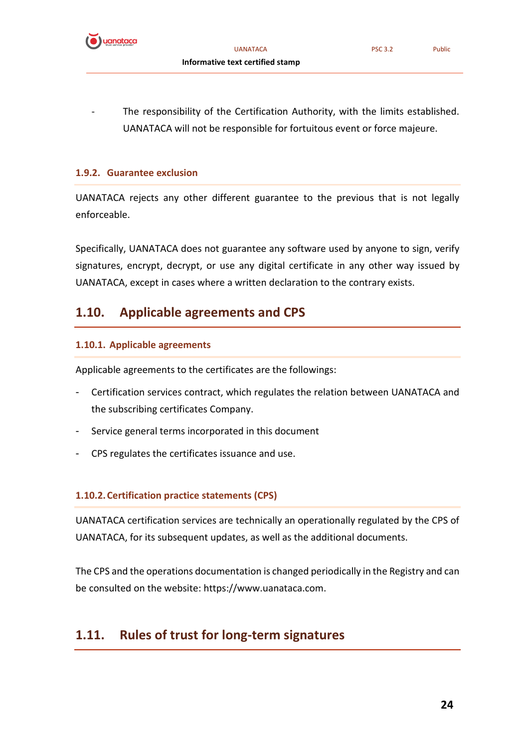- The responsibility of the Certification Authority, with the limits established. UANATACA will not be responsible for fortuitous event or force majeure.

### 1.9.2. Guarantee exclusion

UANATACA rejects any other different guarantee to the previous that is not legally enforceable.

Specifically, UANATACA does not guarantee any software used by anyone to sign, verify signatures, encrypt, decrypt, or use any digital certificate in any other way issued by UANATACA, except in cases where a written declaration to the contrary exists.

## 1.10. Applicable agreements and CPS

### 1.10.1. Applicable agreements

Applicable agreements to the certificates are the followings:

- Certification services contract, which regulates the relation between UANATACA and the subscribing certificates Company.
- Service general terms incorporated in this document
- CPS regulates the certificates issuance and use.

### 1.10.2. Certification practice statements (CPS)

UANATACA certification services are technically an operationally regulated by the CPS of UANATACA, for its subsequent updates, as well as the additional documents.

The CPS and the operations documentation is changed periodically in the Registry and can be consulted on the website: https://www.uanataca.com.

## 1.11. Rules of trust for long-term signatures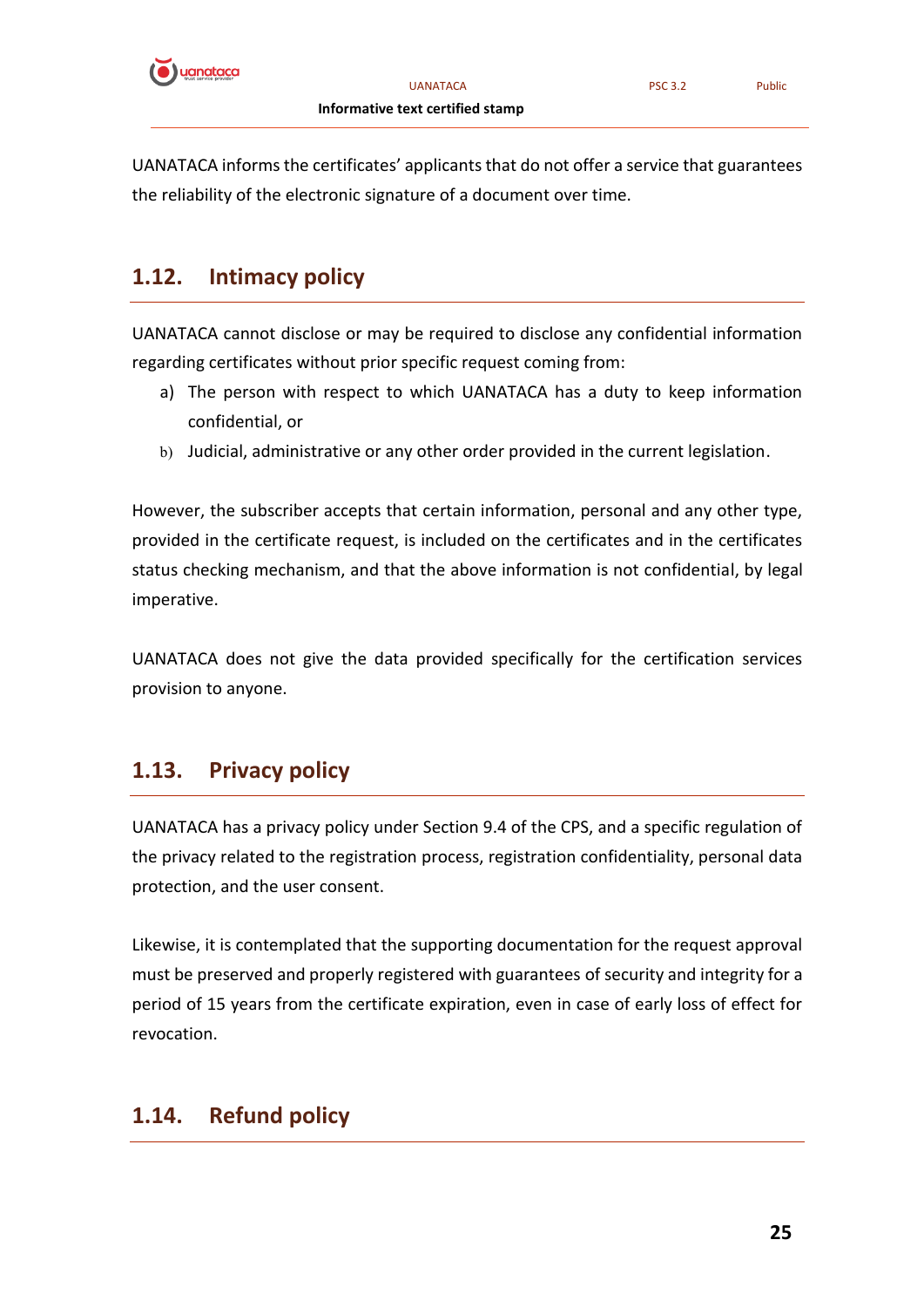UANATACA informs the certificates' applicants that do not offer a service that guarantees the reliability of the electronic signature of a document over time.

## 1.12. Intimacy policy

UANATACA cannot disclose or may be required to disclose any confidential information regarding certificates without prior specific request coming from:

a) The person with respect to which UANATACA has a duty to keep information confidential, or
b) Judicial, administrative or any other order provided in the current legislation.

However, the subscriber accepts that certain information, personal and any other type, provided in the certificate request, is included on the certificates and in the certificates status checking mechanism, and that the above information is not confidential, by legal imperative.

UANATACA does not give the data provided specifically for the certification services provision to anyone.

## 1.13. Privacy policy

UANATACA has a privacy policy under Section 9.4 of the CPS, and a specific regulation of the privacy related to the registration process, registration confidentiality, personal data protection, and the user consent.

Likewise, it is contemplated that the supporting documentation for the request approval must be preserved and properly registered with guarantees of security and integrity for a period of 15 years from the certificate expiration, even in case of early loss of effect for revocation.

## 1.14. Refund policy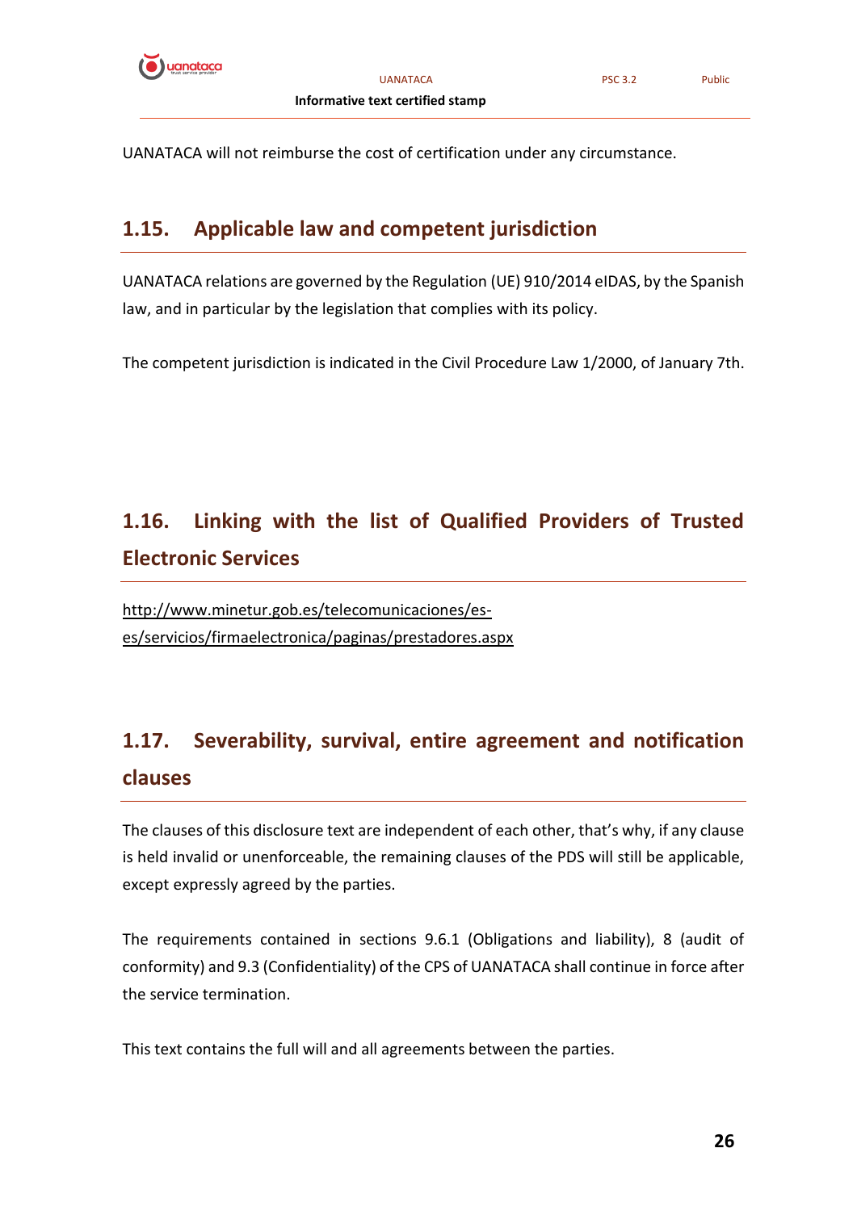UANATACA will not reimburse the cost of certification under any circumstance.

## 1.15. Applicable law and competent jurisdiction

UANATACA relations are governed by the Regulation (UE) 910/2014 eIDAS, by the Spanish law, and in particular by the legislation that complies with its policy.

The competent jurisdiction is indicated in the Civil Procedure Law 1/2000, of January 7th.

## 1.16. Linking with the list of Qualified Providers of Trusted Electronic Services

http://www.minetur.gob.es/telecomunicaciones/es-es/servicios/firmaelectronica/paginas/prestadores.aspx

## 1.17. Severability, survival, entire agreement and notification clauses

The clauses of this disclosure text are independent of each other, that's why, if any clause is held invalid or unenforceable, the remaining clauses of the PDS will still be applicable, except expressly agreed by the parties.

The requirements contained in sections 9.6.1 (Obligations and liability), 8 (audit of conformity) and 9.3 (Confidentiality) of the CPS of UANATACA shall continue in force after the service termination.

This text contains the full will and all agreements between the parties.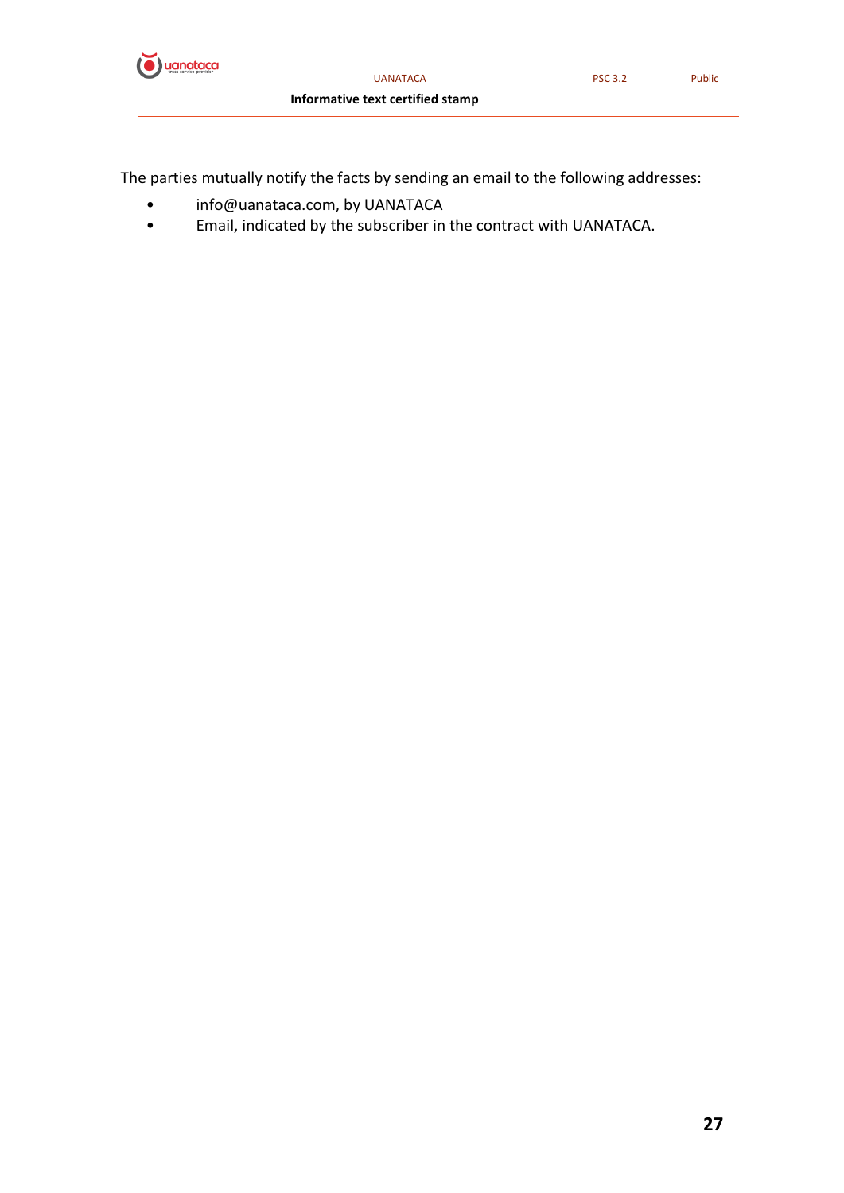The parties mutually notify the facts by sending an email to the following addresses:

- info@uanataca.com, by UANATACA
- Email, indicated by the subscriber in the contract with UANATACA.